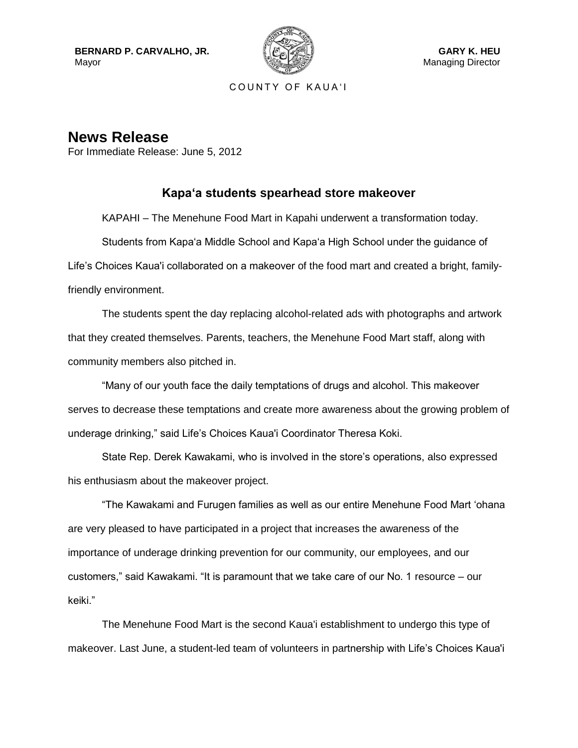**BERNARD P. CARVALHO, JR.**
Mayor

**GARY K. HEU**
Managing Director

COUNTY OF KAUA'I

# News Release

For Immediate Release: June 5, 2012

## Kapa'a students spearhead store makeover

KAPAHI – The Menehune Food Mart in Kapahi underwent a transformation today.

Students from Kapa'a Middle School and Kapa'a High School under the guidance of Life's Choices Kaua'i collaborated on a makeover of the food mart and created a bright, family-friendly environment.

The students spent the day replacing alcohol-related ads with photographs and artwork that they created themselves. Parents, teachers, the Menehune Food Mart staff, along with community members also pitched in.

"Many of our youth face the daily temptations of drugs and alcohol. This makeover serves to decrease these temptations and create more awareness about the growing problem of underage drinking," said Life's Choices Kaua'i Coordinator Theresa Koki.

State Rep. Derek Kawakami, who is involved in the store's operations, also expressed his enthusiasm about the makeover project.

"The Kawakami and Furugen families as well as our entire Menehune Food Mart 'ohana are very pleased to have participated in a project that increases the awareness of the importance of underage drinking prevention for our community, our employees, and our customers," said Kawakami. "It is paramount that we take care of our No. 1 resource – our keiki."

The Menehune Food Mart is the second Kaua'i establishment to undergo this type of makeover. Last June, a student-led team of volunteers in partnership with Life's Choices Kaua'i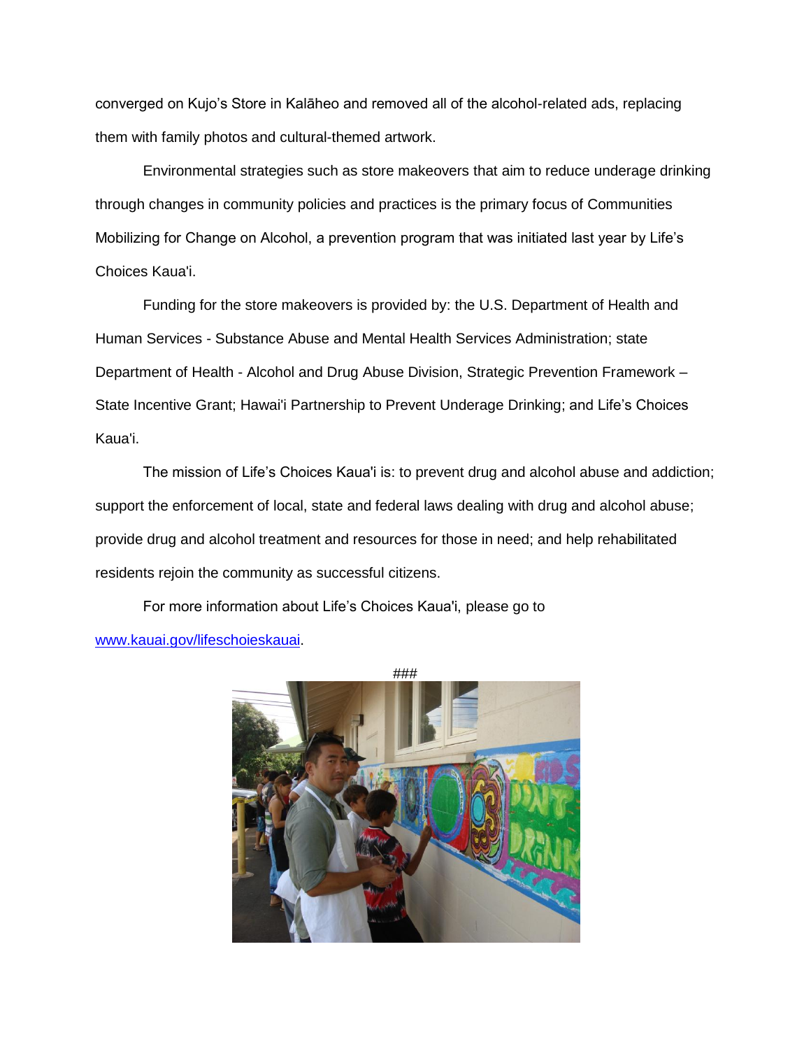converged on Kujo's Store in Kalāheo and removed all of the alcohol-related ads, replacing them with family photos and cultural-themed artwork.

Environmental strategies such as store makeovers that aim to reduce underage drinking through changes in community policies and practices is the primary focus of Communities Mobilizing for Change on Alcohol, a prevention program that was initiated last year by Life's Choices Kaua'i.

Funding for the store makeovers is provided by: the U.S. Department of Health and Human Services - Substance Abuse and Mental Health Services Administration; state Department of Health - Alcohol and Drug Abuse Division, Strategic Prevention Framework – State Incentive Grant; Hawai'i Partnership to Prevent Underage Drinking; and Life's Choices Kaua'i.

The mission of Life's Choices Kaua'i is: to prevent drug and alcohol abuse and addiction; support the enforcement of local, state and federal laws dealing with drug and alcohol abuse; provide drug and alcohol treatment and resources for those in need; and help rehabilitated residents rejoin the community as successful citizens.

For more information about Life's Choices Kaua'i, please go to [www.kauai.gov/lifeschoieskauai](www.kauai.gov/lifeschoieskauai).

###